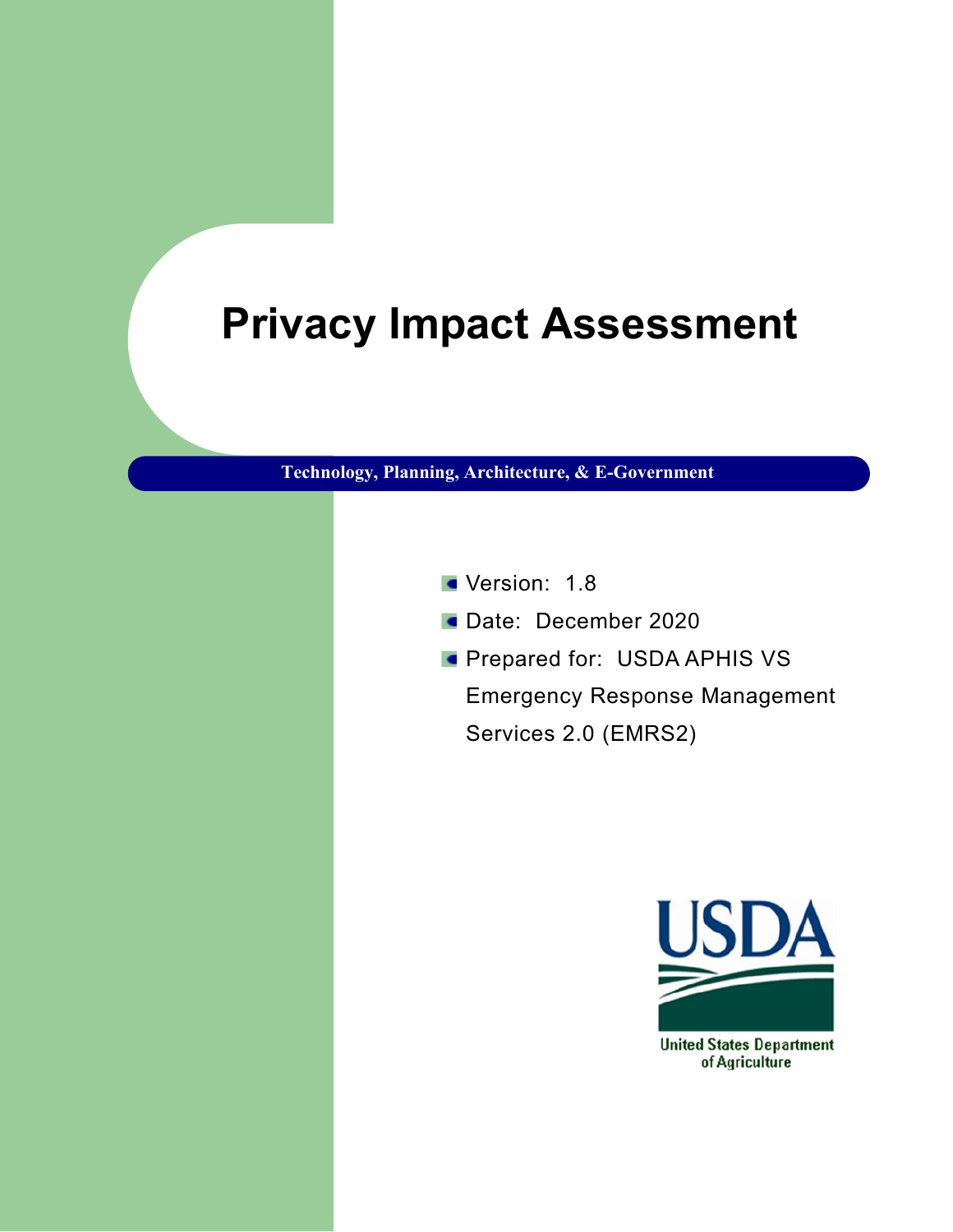# Privacy Impact Assessment

**Technology, Planning, Architecture, & E-Government**

- Version: 1.8
- Date: December 2020
- Prepared for: USDA APHIS VS Emergency Response Management Services 2.0 (EMRS2)

United States Department of Agriculture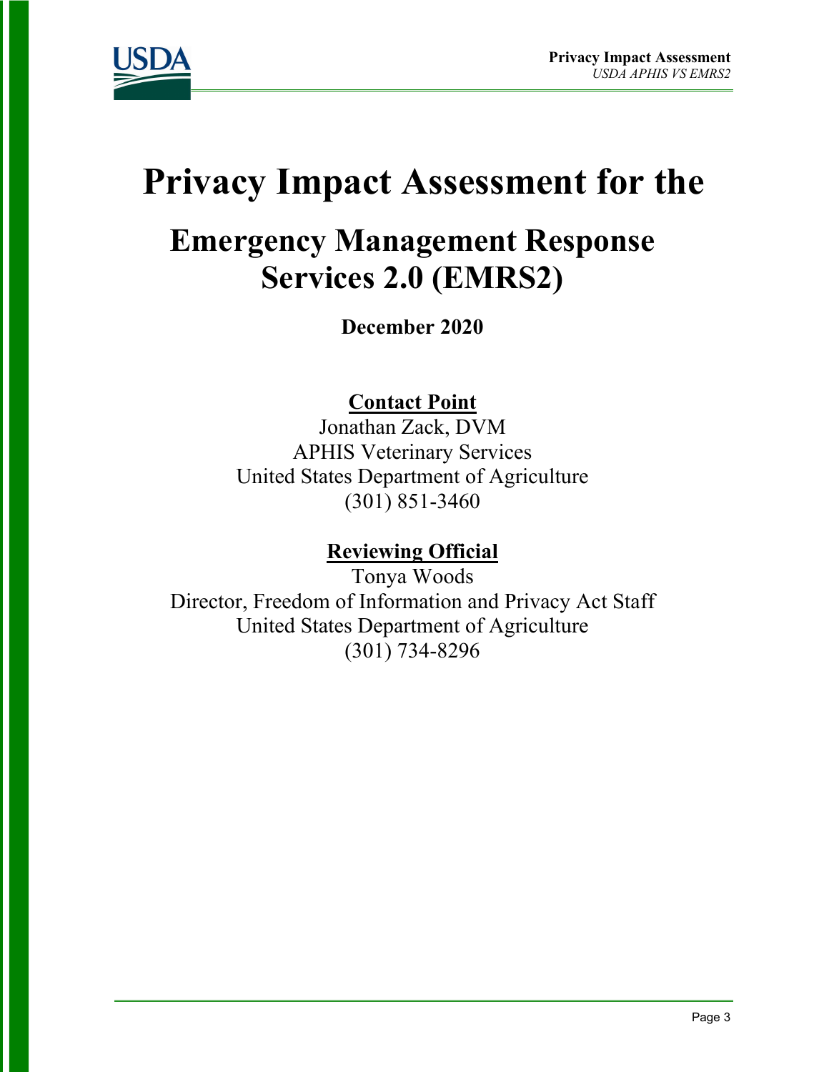# Privacy Impact Assessment for the

## Emergency Management Response Services 2.0 (EMRS2)

**December 2020**

**Contact Point**

Jonathan Zack, DVM
APHIS Veterinary Services
United States Department of Agriculture
(301) 851-3460

**Reviewing Official**

Tonya Woods
Director, Freedom of Information and Privacy Act Staff
United States Department of Agriculture
(301) 734-8296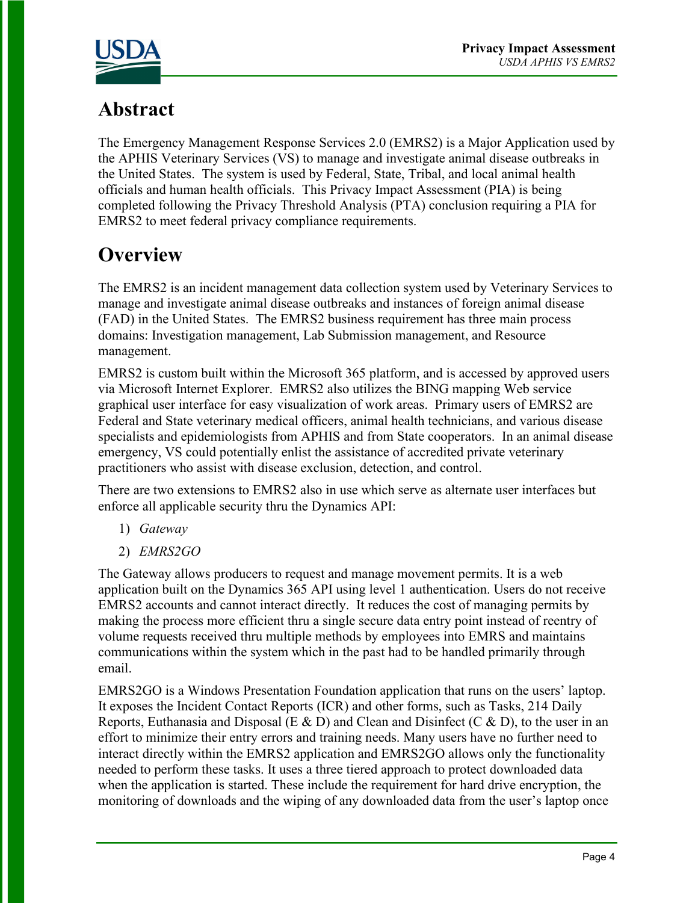# Abstract

The Emergency Management Response Services 2.0 (EMRS2) is a Major Application used by the APHIS Veterinary Services (VS) to manage and investigate animal disease outbreaks in the United States. The system is used by Federal, State, Tribal, and local animal health officials and human health officials. This Privacy Impact Assessment (PIA) is being completed following the Privacy Threshold Analysis (PTA) conclusion requiring a PIA for EMRS2 to meet federal privacy compliance requirements.

# Overview

The EMRS2 is an incident management data collection system used by Veterinary Services to manage and investigate animal disease outbreaks and instances of foreign animal disease (FAD) in the United States. The EMRS2 business requirement has three main process domains: Investigation management, Lab Submission management, and Resource management.

EMRS2 is custom built within the Microsoft 365 platform, and is accessed by approved users via Microsoft Internet Explorer. EMRS2 also utilizes the BING mapping Web service graphical user interface for easy visualization of work areas. Primary users of EMRS2 are Federal and State veterinary medical officers, animal health technicians, and various disease specialists and epidemiologists from APHIS and from State cooperators. In an animal disease emergency, VS could potentially enlist the assistance of accredited private veterinary practitioners who assist with disease exclusion, detection, and control.

There are two extensions to EMRS2 also in use which serve as alternate user interfaces but enforce all applicable security thru the Dynamics API:

1) *Gateway*
2) *EMRS2GO*

The Gateway allows producers to request and manage movement permits. It is a web application built on the Dynamics 365 API using level 1 authentication. Users do not receive EMRS2 accounts and cannot interact directly. It reduces the cost of managing permits by making the process more efficient thru a single secure data entry point instead of reentry of volume requests received thru multiple methods by employees into EMRS and maintains communications within the system which in the past had to be handled primarily through email.

EMRS2GO is a Windows Presentation Foundation application that runs on the users' laptop. It exposes the Incident Contact Reports (ICR) and other forms, such as Tasks, 214 Daily Reports, Euthanasia and Disposal (E & D) and Clean and Disinfect (C & D), to the user in an effort to minimize their entry errors and training needs. Many users have no further need to interact directly within the EMRS2 application and EMRS2GO allows only the functionality needed to perform these tasks. It uses a three tiered approach to protect downloaded data when the application is started. These include the requirement for hard drive encryption, the monitoring of downloads and the wiping of any downloaded data from the user's laptop once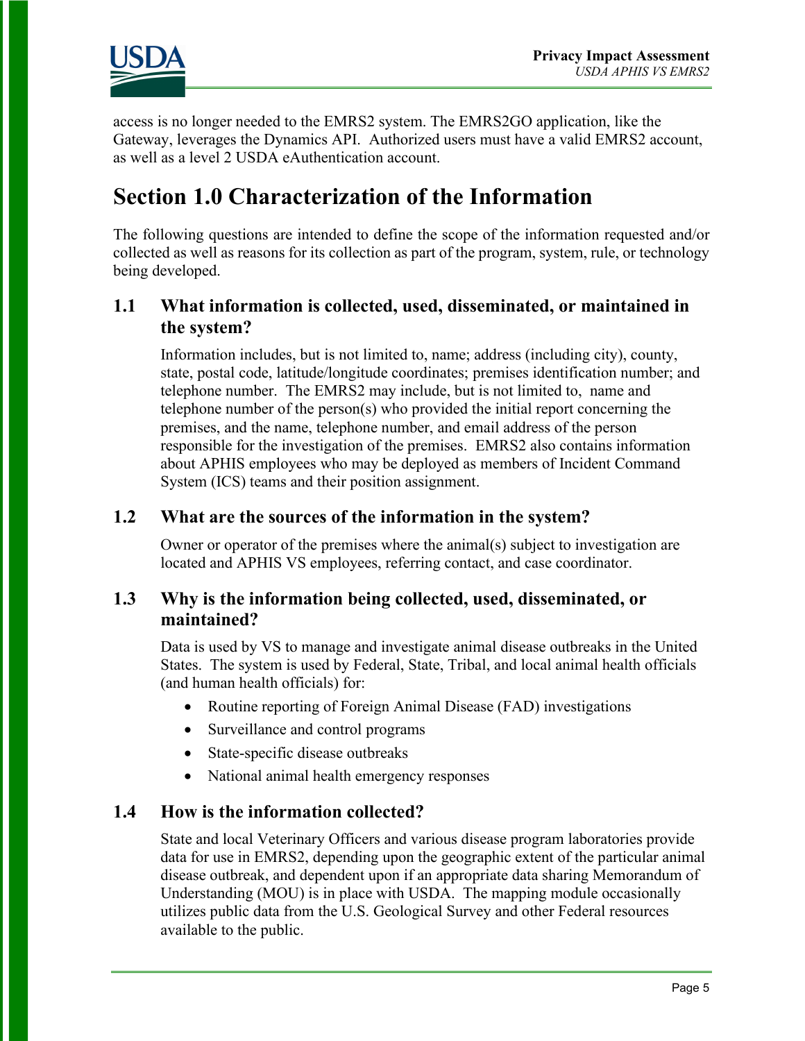access is no longer needed to the EMRS2 system. The EMRS2GO application, like the Gateway, leverages the Dynamics API. Authorized users must have a valid EMRS2 account, as well as a level 2 USDA eAuthentication account.

# Section 1.0 Characterization of the Information

The following questions are intended to define the scope of the information requested and/or collected as well as reasons for its collection as part of the program, system, rule, or technology being developed.

## 1.1 What information is collected, used, disseminated, or maintained in the system?

Information includes, but is not limited to, name; address (including city), county, state, postal code, latitude/longitude coordinates; premises identification number; and telephone number. The EMRS2 may include, but is not limited to, name and telephone number of the person(s) who provided the initial report concerning the premises, and the name, telephone number, and email address of the person responsible for the investigation of the premises. EMRS2 also contains information about APHIS employees who may be deployed as members of Incident Command System (ICS) teams and their position assignment.

## 1.2 What are the sources of the information in the system?

Owner or operator of the premises where the animal(s) subject to investigation are located and APHIS VS employees, referring contact, and case coordinator.

## 1.3 Why is the information being collected, used, disseminated, or maintained?

Data is used by VS to manage and investigate animal disease outbreaks in the United States. The system is used by Federal, State, Tribal, and local animal health officials (and human health officials) for:

- Routine reporting of Foreign Animal Disease (FAD) investigations
- Surveillance and control programs
- State-specific disease outbreaks
- National animal health emergency responses

## 1.4 How is the information collected?

State and local Veterinary Officers and various disease program laboratories provide data for use in EMRS2, depending upon the geographic extent of the particular animal disease outbreak, and dependent upon if an appropriate data sharing Memorandum of Understanding (MOU) is in place with USDA. The mapping module occasionally utilizes public data from the U.S. Geological Survey and other Federal resources available to the public.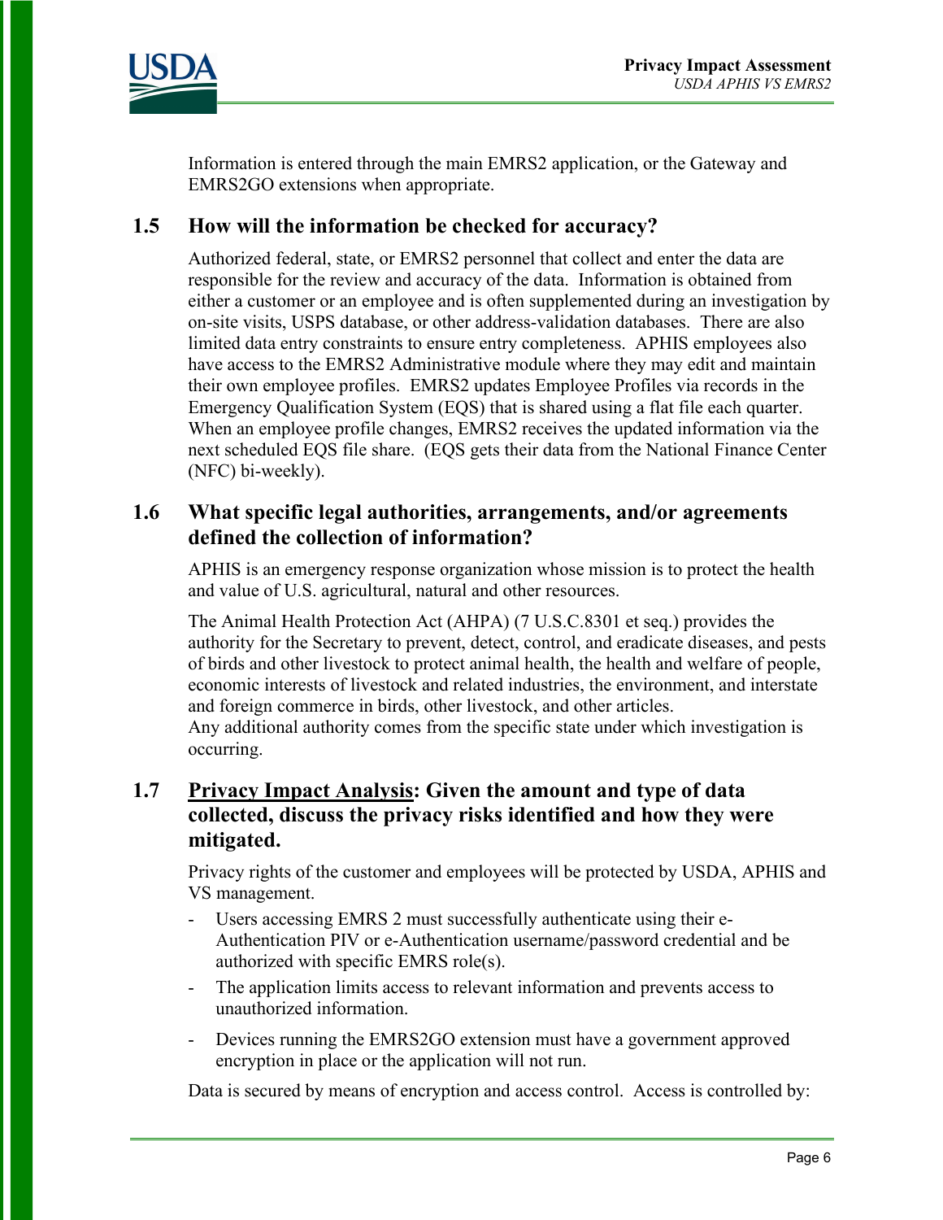Information is entered through the main EMRS2 application, or the Gateway and EMRS2GO extensions when appropriate.

## 1.5 How will the information be checked for accuracy?

Authorized federal, state, or EMRS2 personnel that collect and enter the data are responsible for the review and accuracy of the data. Information is obtained from either a customer or an employee and is often supplemented during an investigation by on-site visits, USPS database, or other address-validation databases. There are also limited data entry constraints to ensure entry completeness. APHIS employees also have access to the EMRS2 Administrative module where they may edit and maintain their own employee profiles. EMRS2 updates Employee Profiles via records in the Emergency Qualification System (EQS) that is shared using a flat file each quarter. When an employee profile changes, EMRS2 receives the updated information via the next scheduled EQS file share. (EQS gets their data from the National Finance Center (NFC) bi-weekly).

## 1.6 What specific legal authorities, arrangements, and/or agreements defined the collection of information?

APHIS is an emergency response organization whose mission is to protect the health and value of U.S. agricultural, natural and other resources.

The Animal Health Protection Act (AHPA) (7 U.S.C.8301 et seq.) provides the authority for the Secretary to prevent, detect, control, and eradicate diseases, and pests of birds and other livestock to protect animal health, the health and welfare of people, economic interests of livestock and related industries, the environment, and interstate and foreign commerce in birds, other livestock, and other articles.
Any additional authority comes from the specific state under which investigation is occurring.

## 1.7 Privacy Impact Analysis: Given the amount and type of data collected, discuss the privacy risks identified and how they were mitigated.

Privacy rights of the customer and employees will be protected by USDA, APHIS and VS management.

- Users accessing EMRS 2 must successfully authenticate using their e-Authentication PIV or e-Authentication username/password credential and be authorized with specific EMRS role(s).
- The application limits access to relevant information and prevents access to unauthorized information.
- Devices running the EMRS2GO extension must have a government approved encryption in place or the application will not run.

Data is secured by means of encryption and access control. Access is controlled by: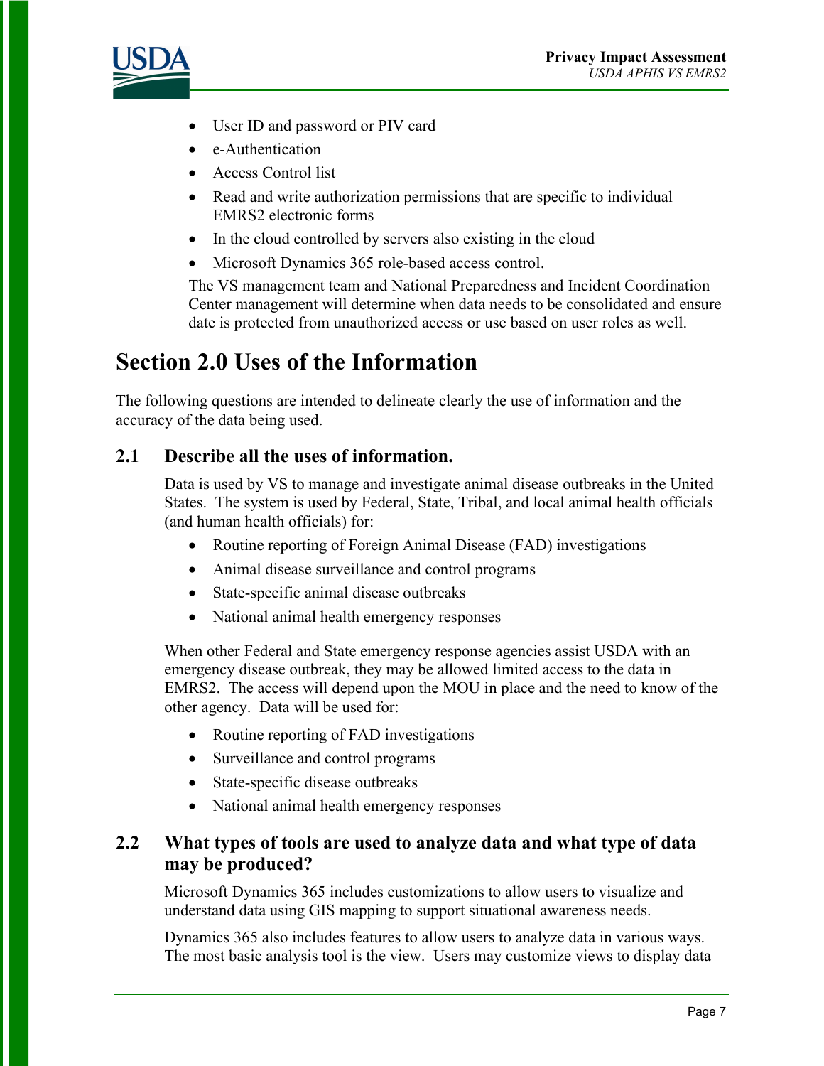- User ID and password or PIV card
- e-Authentication
- Access Control list
- Read and write authorization permissions that are specific to individual EMRS2 electronic forms
- In the cloud controlled by servers also existing in the cloud
- Microsoft Dynamics 365 role-based access control.

The VS management team and National Preparedness and Incident Coordination Center management will determine when data needs to be consolidated and ensure date is protected from unauthorized access or use based on user roles as well.

# Section 2.0 Uses of the Information

The following questions are intended to delineate clearly the use of information and the accuracy of the data being used.

## 2.1 Describe all the uses of information.

Data is used by VS to manage and investigate animal disease outbreaks in the United States. The system is used by Federal, State, Tribal, and local animal health officials (and human health officials) for:

- Routine reporting of Foreign Animal Disease (FAD) investigations
- Animal disease surveillance and control programs
- State-specific animal disease outbreaks
- National animal health emergency responses

When other Federal and State emergency response agencies assist USDA with an emergency disease outbreak, they may be allowed limited access to the data in EMRS2. The access will depend upon the MOU in place and the need to know of the other agency. Data will be used for:

- Routine reporting of FAD investigations
- Surveillance and control programs
- State-specific disease outbreaks
- National animal health emergency responses

## 2.2 What types of tools are used to analyze data and what type of data may be produced?

Microsoft Dynamics 365 includes customizations to allow users to visualize and understand data using GIS mapping to support situational awareness needs.

Dynamics 365 also includes features to allow users to analyze data in various ways. The most basic analysis tool is the view. Users may customize views to display data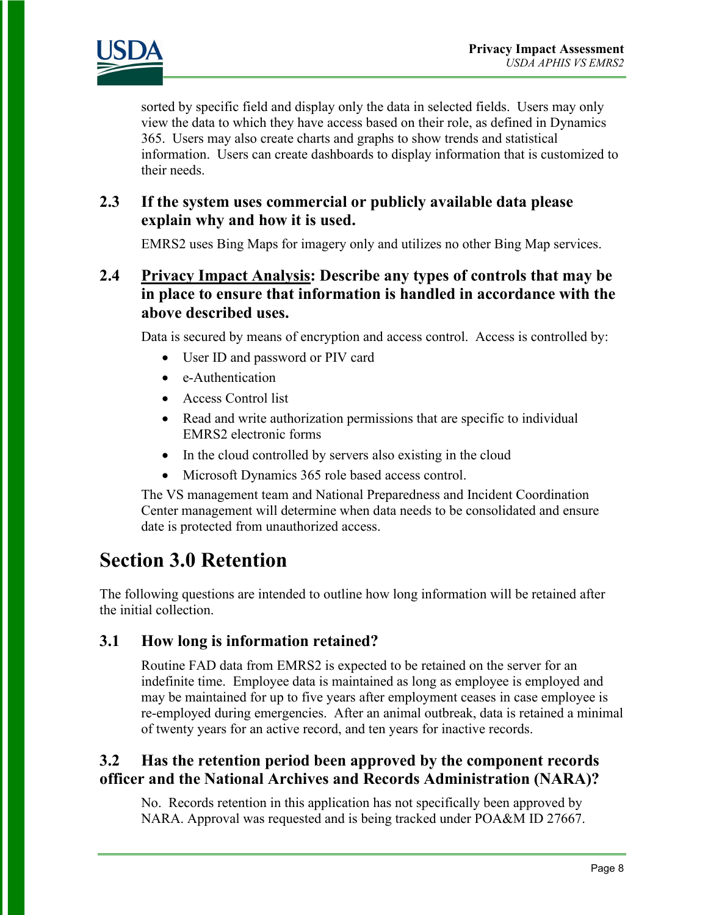sorted by specific field and display only the data in selected fields. Users may only view the data to which they have access based on their role, as defined in Dynamics 365. Users may also create charts and graphs to show trends and statistical information. Users can create dashboards to display information that is customized to their needs.

### 2.3 If the system uses commercial or publicly available data please explain why and how it is used.

EMRS2 uses Bing Maps for imagery only and utilizes no other Bing Map services.

### 2.4 <u>Privacy Impact Analysis</u>: Describe any types of controls that may be in place to ensure that information is handled in accordance with the above described uses.

Data is secured by means of encryption and access control. Access is controlled by:

- User ID and password or PIV card
- e-Authentication
- Access Control list
- Read and write authorization permissions that are specific to individual EMRS2 electronic forms
- In the cloud controlled by servers also existing in the cloud
- Microsoft Dynamics 365 role based access control.

The VS management team and National Preparedness and Incident Coordination Center management will determine when data needs to be consolidated and ensure date is protected from unauthorized access.

## Section 3.0 Retention

The following questions are intended to outline how long information will be retained after the initial collection.

### 3.1 How long is information retained?

Routine FAD data from EMRS2 is expected to be retained on the server for an indefinite time. Employee data is maintained as long as employee is employed and may be maintained for up to five years after employment ceases in case employee is re-employed during emergencies. After an animal outbreak, data is retained a minimal of twenty years for an active record, and ten years for inactive records.

### 3.2 Has the retention period been approved by the component records officer and the National Archives and Records Administration (NARA)?

No. Records retention in this application has not specifically been approved by NARA. Approval was requested and is being tracked under POA&M ID 27667.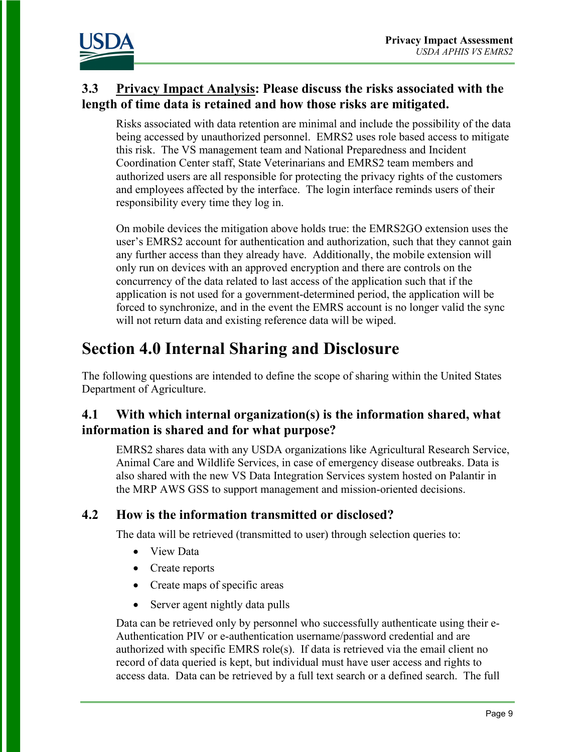### 3.3 Privacy Impact Analysis: Please discuss the risks associated with the length of time data is retained and how those risks are mitigated.

Risks associated with data retention are minimal and include the possibility of the data being accessed by unauthorized personnel. EMRS2 uses role based access to mitigate this risk. The VS management team and National Preparedness and Incident Coordination Center staff, State Veterinarians and EMRS2 team members and authorized users are all responsible for protecting the privacy rights of the customers and employees affected by the interface. The login interface reminds users of their responsibility every time they log in.

On mobile devices the mitigation above holds true: the EMRS2GO extension uses the user's EMRS2 account for authentication and authorization, such that they cannot gain any further access than they already have. Additionally, the mobile extension will only run on devices with an approved encryption and there are controls on the concurrency of the data related to last access of the application such that if the application is not used for a government-determined period, the application will be forced to synchronize, and in the event the EMRS account is no longer valid the sync will not return data and existing reference data will be wiped.

## Section 4.0 Internal Sharing and Disclosure

The following questions are intended to define the scope of sharing within the United States Department of Agriculture.

### 4.1 With which internal organization(s) is the information shared, what information is shared and for what purpose?

EMRS2 shares data with any USDA organizations like Agricultural Research Service, Animal Care and Wildlife Services, in case of emergency disease outbreaks. Data is also shared with the new VS Data Integration Services system hosted on Palantir in the MRP AWS GSS to support management and mission-oriented decisions.

### 4.2 How is the information transmitted or disclosed?

The data will be retrieved (transmitted to user) through selection queries to:

- View Data
- Create reports
- Create maps of specific areas
- Server agent nightly data pulls

Data can be retrieved only by personnel who successfully authenticate using their e-Authentication PIV or e-authentication username/password credential and are authorized with specific EMRS role(s). If data is retrieved via the email client no record of data queried is kept, but individual must have user access and rights to access data. Data can be retrieved by a full text search or a defined search. The full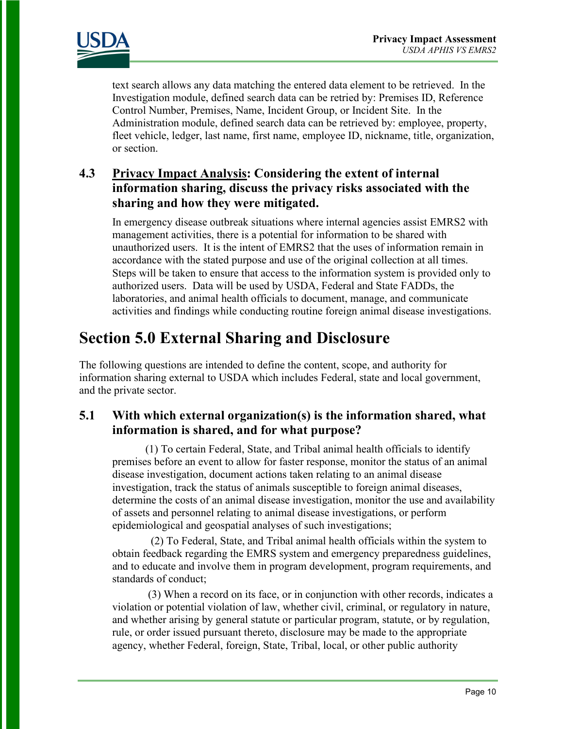text search allows any data matching the entered data element to be retrieved. In the Investigation module, defined search data can be retried by: Premises ID, Reference Control Number, Premises, Name, Incident Group, or Incident Site. In the Administration module, defined search data can be retrieved by: employee, property, fleet vehicle, ledger, last name, first name, employee ID, nickname, title, organization, or section.

### 4.3 <u>Privacy Impact Analysis</u>: Considering the extent of internal information sharing, discuss the privacy risks associated with the sharing and how they were mitigated.

In emergency disease outbreak situations where internal agencies assist EMRS2 with management activities, there is a potential for information to be shared with unauthorized users. It is the intent of EMRS2 that the uses of information remain in accordance with the stated purpose and use of the original collection at all times. Steps will be taken to ensure that access to the information system is provided only to authorized users. Data will be used by USDA, Federal and State FADDs, the laboratories, and animal health officials to document, manage, and communicate activities and findings while conducting routine foreign animal disease investigations.

## Section 5.0 External Sharing and Disclosure

The following questions are intended to define the content, scope, and authority for information sharing external to USDA which includes Federal, state and local government, and the private sector.

### 5.1 With which external organization(s) is the information shared, what information is shared, and for what purpose?

(1) To certain Federal, State, and Tribal animal health officials to identify premises before an event to allow for faster response, monitor the status of an animal disease investigation, document actions taken relating to an animal disease investigation, track the status of animals susceptible to foreign animal diseases, determine the costs of an animal disease investigation, monitor the use and availability of assets and personnel relating to animal disease investigations, or perform epidemiological and geospatial analyses of such investigations;

(2) To Federal, State, and Tribal animal health officials within the system to obtain feedback regarding the EMRS system and emergency preparedness guidelines, and to educate and involve them in program development, program requirements, and standards of conduct;

(3) When a record on its face, or in conjunction with other records, indicates a violation or potential violation of law, whether civil, criminal, or regulatory in nature, and whether arising by general statute or particular program, statute, or by regulation, rule, or order issued pursuant thereto, disclosure may be made to the appropriate agency, whether Federal, foreign, State, Tribal, local, or other public authority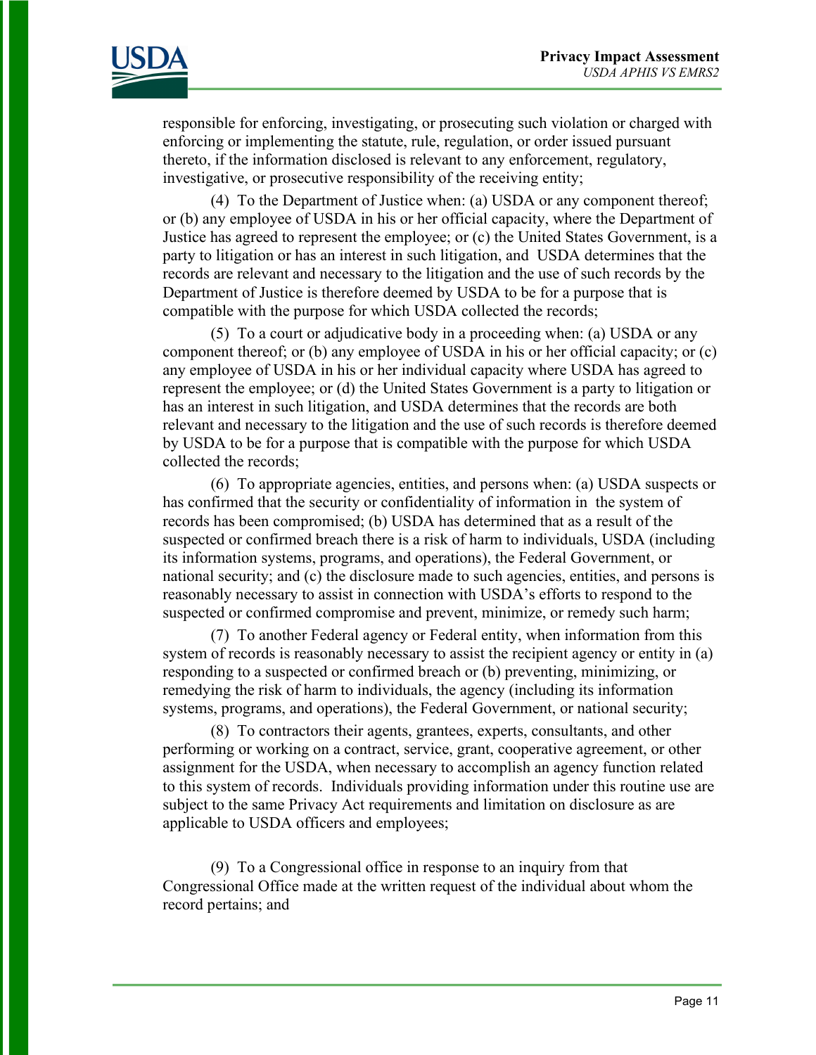responsible for enforcing, investigating, or prosecuting such violation or charged with enforcing or implementing the statute, rule, regulation, or order issued pursuant thereto, if the information disclosed is relevant to any enforcement, regulatory, investigative, or prosecutive responsibility of the receiving entity;

(4) To the Department of Justice when: (a) USDA or any component thereof; or (b) any employee of USDA in his or her official capacity, where the Department of Justice has agreed to represent the employee; or (c) the United States Government, is a party to litigation or has an interest in such litigation, and USDA determines that the records are relevant and necessary to the litigation and the use of such records by the Department of Justice is therefore deemed by USDA to be for a purpose that is compatible with the purpose for which USDA collected the records;

(5) To a court or adjudicative body in a proceeding when: (a) USDA or any component thereof; or (b) any employee of USDA in his or her official capacity; or (c) any employee of USDA in his or her individual capacity where USDA has agreed to represent the employee; or (d) the United States Government is a party to litigation or has an interest in such litigation, and USDA determines that the records are both relevant and necessary to the litigation and the use of such records is therefore deemed by USDA to be for a purpose that is compatible with the purpose for which USDA collected the records;

(6) To appropriate agencies, entities, and persons when: (a) USDA suspects or has confirmed that the security or confidentiality of information in the system of records has been compromised; (b) USDA has determined that as a result of the suspected or confirmed breach there is a risk of harm to individuals, USDA (including its information systems, programs, and operations), the Federal Government, or national security; and (c) the disclosure made to such agencies, entities, and persons is reasonably necessary to assist in connection with USDA's efforts to respond to the suspected or confirmed compromise and prevent, minimize, or remedy such harm;

(7) To another Federal agency or Federal entity, when information from this system of records is reasonably necessary to assist the recipient agency or entity in (a) responding to a suspected or confirmed breach or (b) preventing, minimizing, or remedying the risk of harm to individuals, the agency (including its information systems, programs, and operations), the Federal Government, or national security;

(8) To contractors their agents, grantees, experts, consultants, and other performing or working on a contract, service, grant, cooperative agreement, or other assignment for the USDA, when necessary to accomplish an agency function related to this system of records. Individuals providing information under this routine use are subject to the same Privacy Act requirements and limitation on disclosure as are applicable to USDA officers and employees;

(9) To a Congressional office in response to an inquiry from that Congressional Office made at the written request of the individual about whom the record pertains; and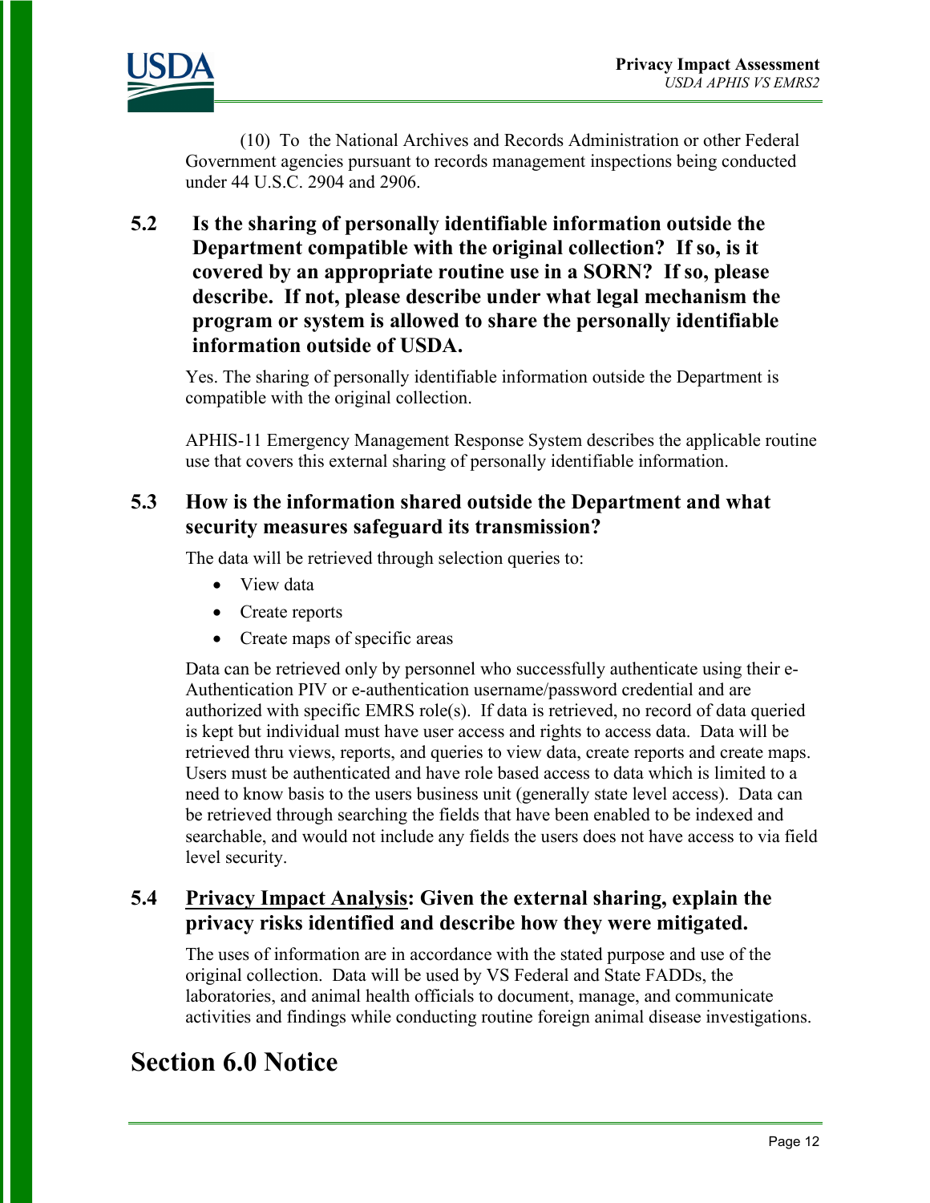(10) To the National Archives and Records Administration or other Federal Government agencies pursuant to records management inspections being conducted under 44 U.S.C. 2904 and 2906.

### 5.2 Is the sharing of personally identifiable information outside the Department compatible with the original collection? If so, is it covered by an appropriate routine use in a SORN? If so, please describe. If not, please describe under what legal mechanism the program or system is allowed to share the personally identifiable information outside of USDA.

Yes. The sharing of personally identifiable information outside the Department is compatible with the original collection.

APHIS-11 Emergency Management Response System describes the applicable routine use that covers this external sharing of personally identifiable information.

### 5.3 How is the information shared outside the Department and what security measures safeguard its transmission?

The data will be retrieved through selection queries to:

- View data
- Create reports
- Create maps of specific areas

Data can be retrieved only by personnel who successfully authenticate using their e-Authentication PIV or e-authentication username/password credential and are authorized with specific EMRS role(s). If data is retrieved, no record of data queried is kept but individual must have user access and rights to access data. Data will be retrieved thru views, reports, and queries to view data, create reports and create maps. Users must be authenticated and have role based access to data which is limited to a need to know basis to the users business unit (generally state level access). Data can be retrieved through searching the fields that have been enabled to be indexed and searchable, and would not include any fields the users does not have access to via field level security.

### 5.4 <u>Privacy Impact Analysis</u>: Given the external sharing, explain the privacy risks identified and describe how they were mitigated.

The uses of information are in accordance with the stated purpose and use of the original collection. Data will be used by VS Federal and State FADDs, the laboratories, and animal health officials to document, manage, and communicate activities and findings while conducting routine foreign animal disease investigations.

## Section 6.0 Notice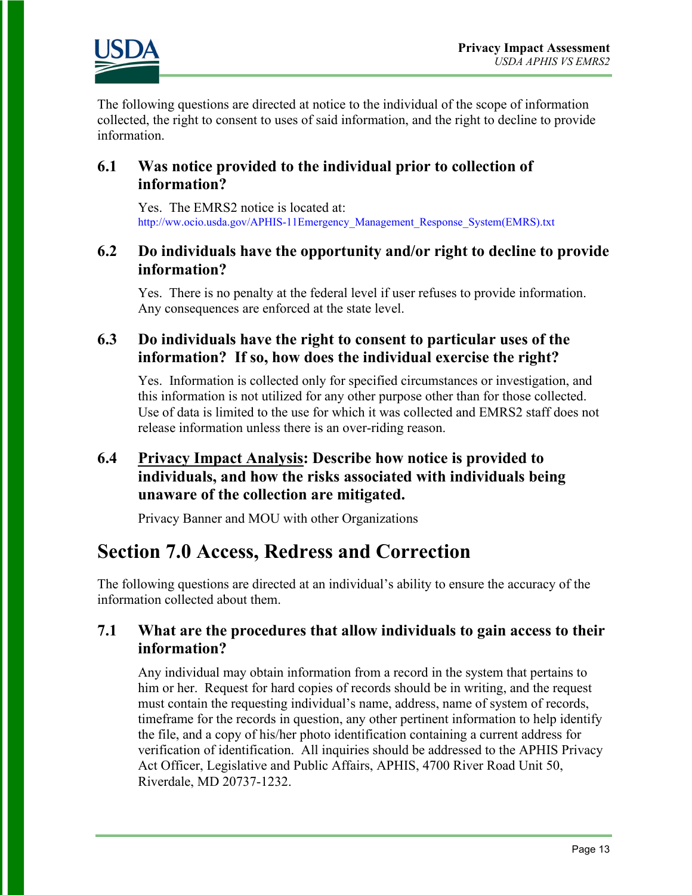The following questions are directed at notice to the individual of the scope of information collected, the right to consent to uses of said information, and the right to decline to provide information.

### 6.1 Was notice provided to the individual prior to collection of information?

Yes. The EMRS2 notice is located at:
http://ww.ocio.usda.gov/APHIS-11Emergency_Management_Response_System(EMRS).txt

### 6.2 Do individuals have the opportunity and/or right to decline to provide information?

Yes. There is no penalty at the federal level if user refuses to provide information. Any consequences are enforced at the state level.

### 6.3 Do individuals have the right to consent to particular uses of the information? If so, how does the individual exercise the right?

Yes. Information is collected only for specified circumstances or investigation, and this information is not utilized for any other purpose other than for those collected. Use of data is limited to the use for which it was collected and EMRS2 staff does not release information unless there is an over-riding reason.

### 6.4 Privacy Impact Analysis: Describe how notice is provided to individuals, and how the risks associated with individuals being unaware of the collection are mitigated.

Privacy Banner and MOU with other Organizations

## Section 7.0 Access, Redress and Correction

The following questions are directed at an individual's ability to ensure the accuracy of the information collected about them.

### 7.1 What are the procedures that allow individuals to gain access to their information?

Any individual may obtain information from a record in the system that pertains to him or her. Request for hard copies of records should be in writing, and the request must contain the requesting individual's name, address, name of system of records, timeframe for the records in question, any other pertinent information to help identify the file, and a copy of his/her photo identification containing a current address for verification of identification. All inquiries should be addressed to the APHIS Privacy Act Officer, Legislative and Public Affairs, APHIS, 4700 River Road Unit 50, Riverdale, MD 20737-1232.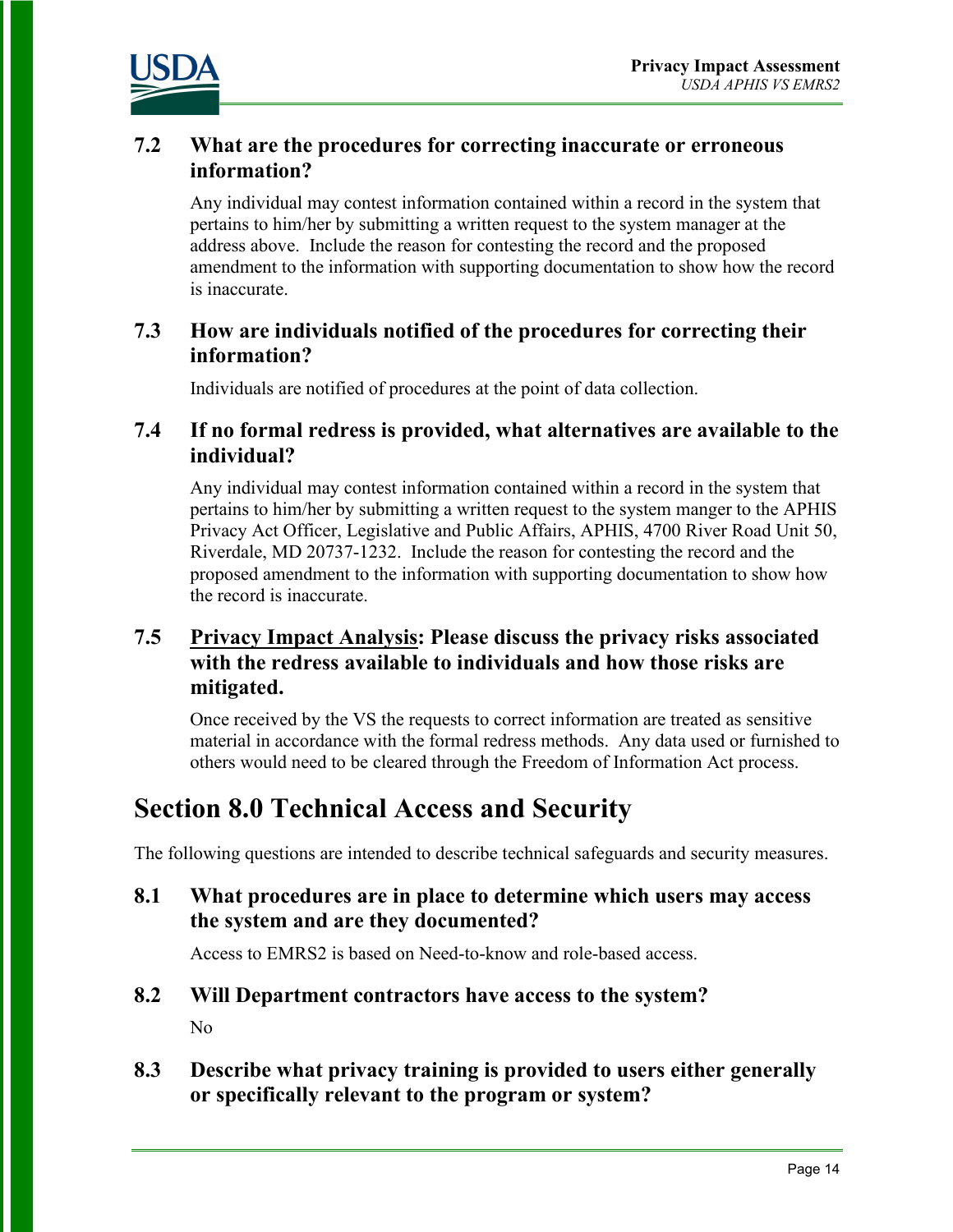### 7.2 What are the procedures for correcting inaccurate or erroneous information?

Any individual may contest information contained within a record in the system that pertains to him/her by submitting a written request to the system manager at the address above. Include the reason for contesting the record and the proposed amendment to the information with supporting documentation to show how the record is inaccurate.

### 7.3 How are individuals notified of the procedures for correcting their information?

Individuals are notified of procedures at the point of data collection.

### 7.4 If no formal redress is provided, what alternatives are available to the individual?

Any individual may contest information contained within a record in the system that pertains to him/her by submitting a written request to the system manger to the APHIS Privacy Act Officer, Legislative and Public Affairs, APHIS, 4700 River Road Unit 50, Riverdale, MD 20737-1232. Include the reason for contesting the record and the proposed amendment to the information with supporting documentation to show how the record is inaccurate.

### 7.5 Privacy Impact Analysis: Please discuss the privacy risks associated with the redress available to individuals and how those risks are mitigated.

Once received by the VS the requests to correct information are treated as sensitive material in accordance with the formal redress methods. Any data used or furnished to others would need to be cleared through the Freedom of Information Act process.

## Section 8.0 Technical Access and Security

The following questions are intended to describe technical safeguards and security measures.

### 8.1 What procedures are in place to determine which users may access the system and are they documented?

Access to EMRS2 is based on Need-to-know and role-based access.

### 8.2 Will Department contractors have access to the system?

No

### 8.3 Describe what privacy training is provided to users either generally or specifically relevant to the program or system?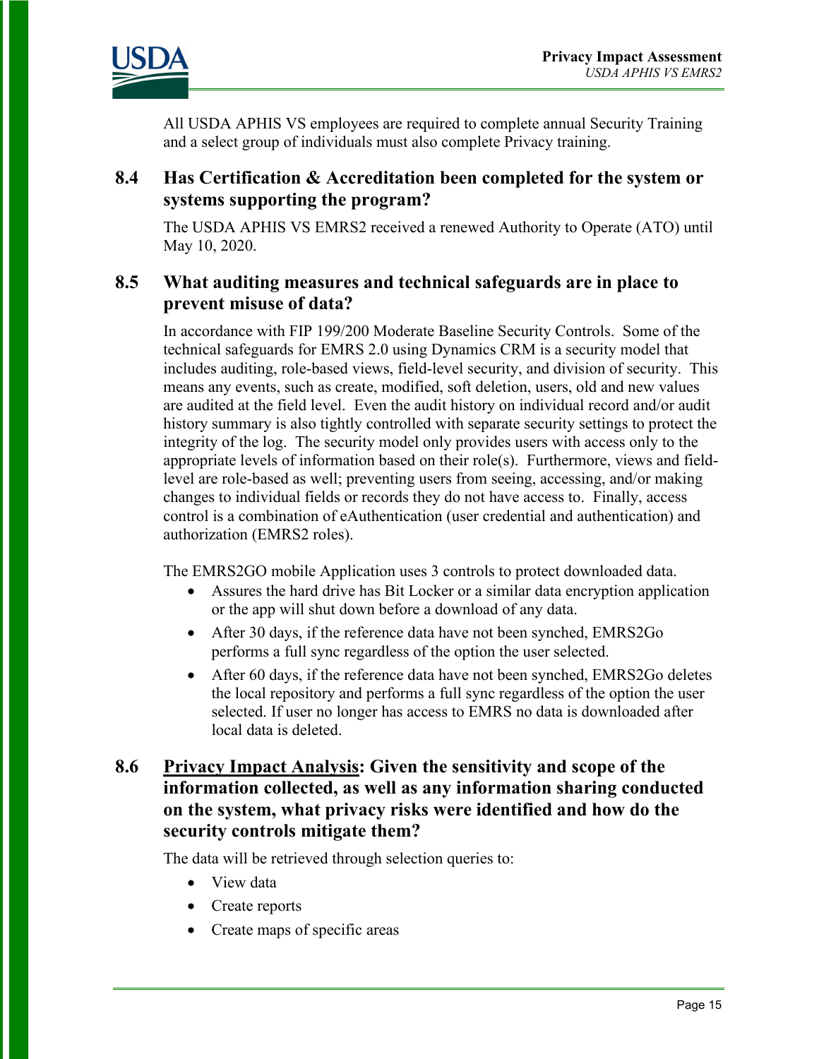All USDA APHIS VS employees are required to complete annual Security Training and a select group of individuals must also complete Privacy training.

### 8.4 Has Certification & Accreditation been completed for the system or systems supporting the program?

The USDA APHIS VS EMRS2 received a renewed Authority to Operate (ATO) until May 10, 2020.

### 8.5 What auditing measures and technical safeguards are in place to prevent misuse of data?

In accordance with FIP 199/200 Moderate Baseline Security Controls. Some of the technical safeguards for EMRS 2.0 using Dynamics CRM is a security model that includes auditing, role-based views, field-level security, and division of security. This means any events, such as create, modified, soft deletion, users, old and new values are audited at the field level. Even the audit history on individual record and/or audit history summary is also tightly controlled with separate security settings to protect the integrity of the log. The security model only provides users with access only to the appropriate levels of information based on their role(s). Furthermore, views and field-level are role-based as well; preventing users from seeing, accessing, and/or making changes to individual fields or records they do not have access to. Finally, access control is a combination of eAuthentication (user credential and authentication) and authorization (EMRS2 roles).

The EMRS2GO mobile Application uses 3 controls to protect downloaded data.

- Assures the hard drive has Bit Locker or a similar data encryption application or the app will shut down before a download of any data.
- After 30 days, if the reference data have not been synched, EMRS2Go performs a full sync regardless of the option the user selected.
- After 60 days, if the reference data have not been synched, EMRS2Go deletes the local repository and performs a full sync regardless of the option the user selected. If user no longer has access to EMRS no data is downloaded after local data is deleted.

### 8.6 Privacy Impact Analysis: Given the sensitivity and scope of the information collected, as well as any information sharing conducted on the system, what privacy risks were identified and how do the security controls mitigate them?

The data will be retrieved through selection queries to:

- View data
- Create reports
- Create maps of specific areas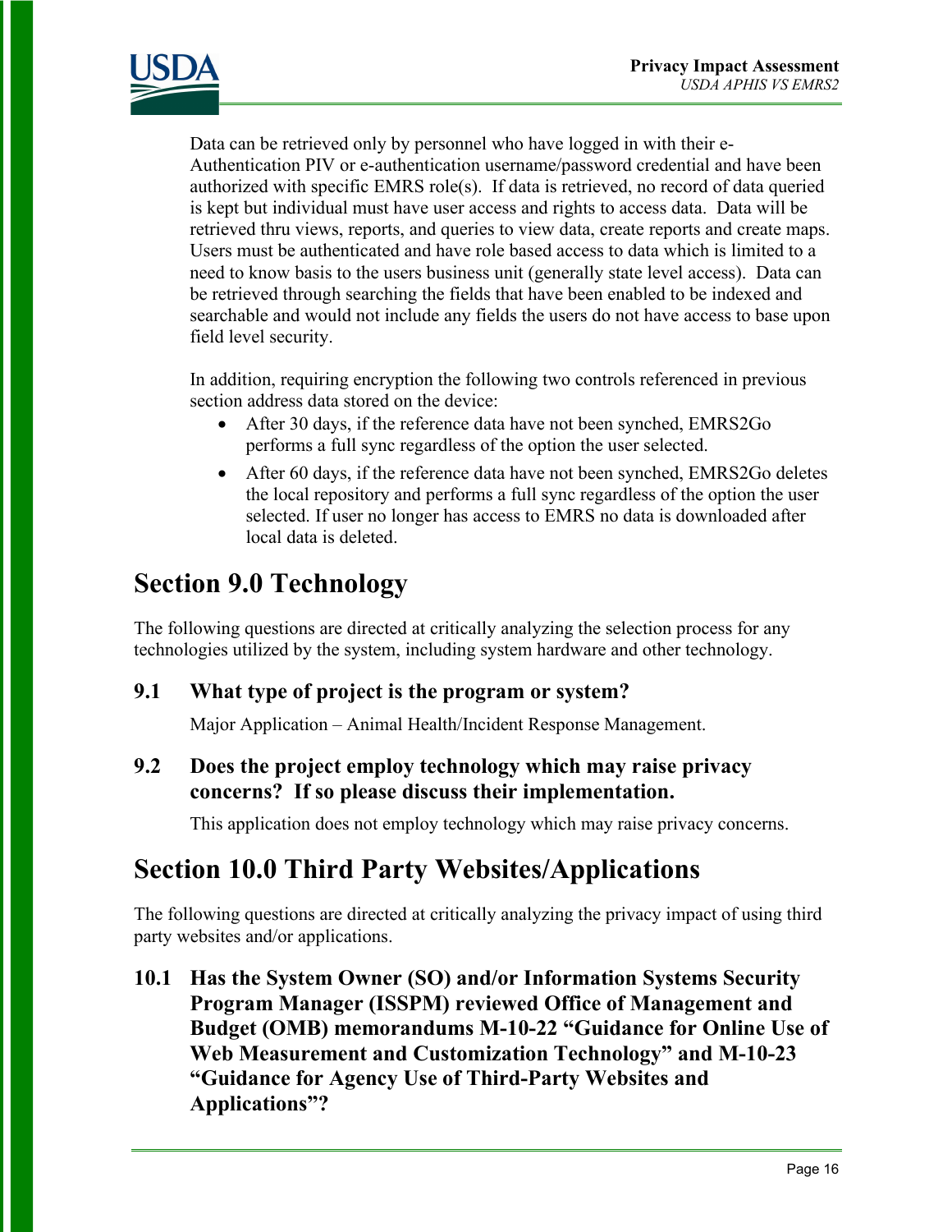Data can be retrieved only by personnel who have logged in with their e-Authentication PIV or e-authentication username/password credential and have been authorized with specific EMRS role(s). If data is retrieved, no record of data queried is kept but individual must have user access and rights to access data. Data will be retrieved thru views, reports, and queries to view data, create reports and create maps. Users must be authenticated and have role based access to data which is limited to a need to know basis to the users business unit (generally state level access). Data can be retrieved through searching the fields that have been enabled to be indexed and searchable and would not include any fields the users do not have access to base upon field level security.

In addition, requiring encryption the following two controls referenced in previous section address data stored on the device:

- After 30 days, if the reference data have not been synched, EMRS2Go performs a full sync regardless of the option the user selected.
- After 60 days, if the reference data have not been synched, EMRS2Go deletes the local repository and performs a full sync regardless of the option the user selected. If user no longer has access to EMRS no data is downloaded after local data is deleted.

# Section 9.0 Technology

The following questions are directed at critically analyzing the selection process for any technologies utilized by the system, including system hardware and other technology.

## 9.1 What type of project is the program or system?

Major Application – Animal Health/Incident Response Management.

## 9.2 Does the project employ technology which may raise privacy concerns? If so please discuss their implementation.

This application does not employ technology which may raise privacy concerns.

# Section 10.0 Third Party Websites/Applications

The following questions are directed at critically analyzing the privacy impact of using third party websites and/or applications.

## 10.1 Has the System Owner (SO) and/or Information Systems Security Program Manager (ISSPM) reviewed Office of Management and Budget (OMB) memorandums M-10-22 "Guidance for Online Use of Web Measurement and Customization Technology" and M-10-23 "Guidance for Agency Use of Third-Party Websites and Applications"?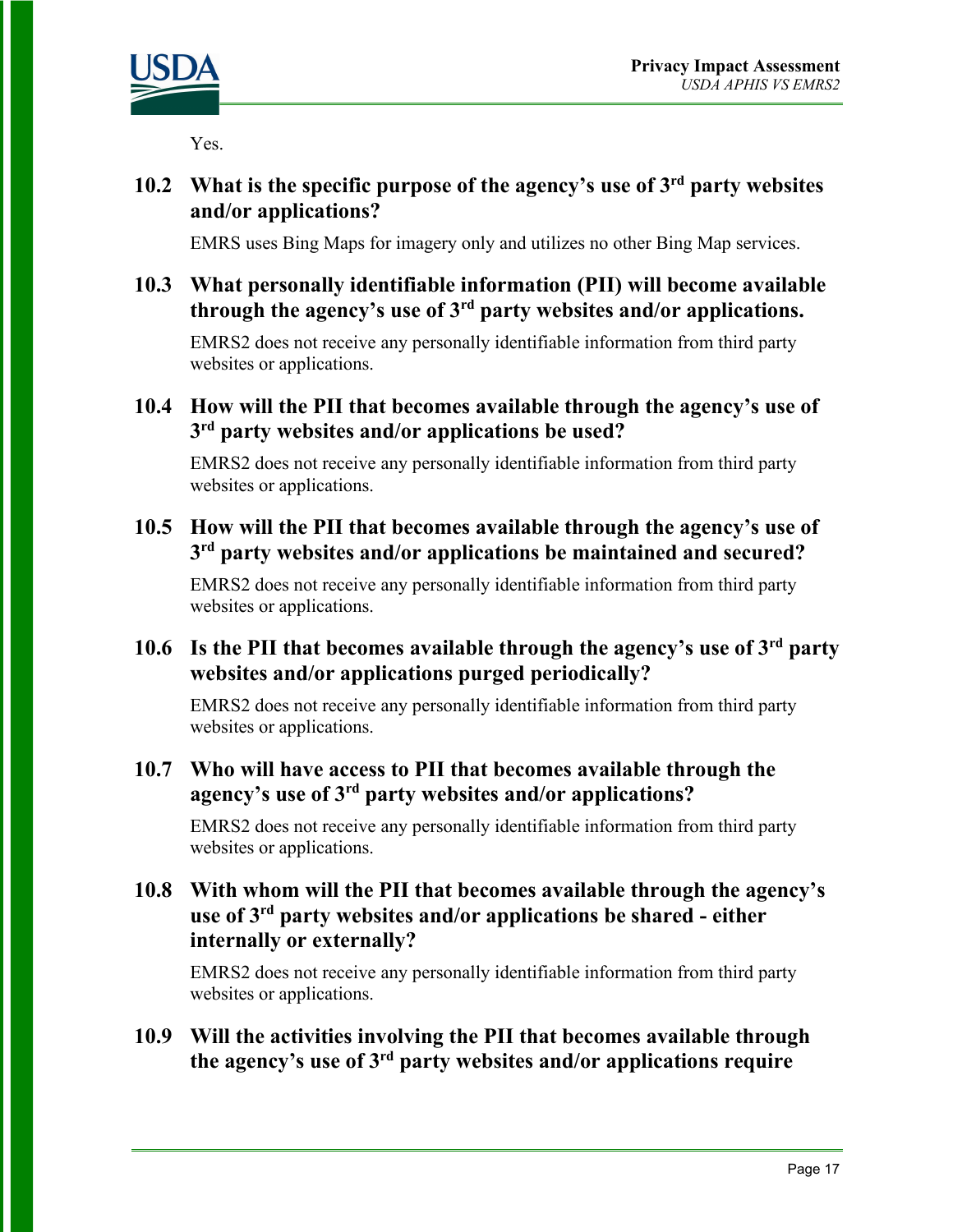Yes.

### 10.2 What is the specific purpose of the agency's use of 3rd party websites and/or applications?

EMRS uses Bing Maps for imagery only and utilizes no other Bing Map services.

### 10.3 What personally identifiable information (PII) will become available through the agency's use of 3rd party websites and/or applications.

EMRS2 does not receive any personally identifiable information from third party websites or applications.

### 10.4 How will the PII that becomes available through the agency's use of 3rd party websites and/or applications be used?

EMRS2 does not receive any personally identifiable information from third party websites or applications.

### 10.5 How will the PII that becomes available through the agency's use of 3rd party websites and/or applications be maintained and secured?

EMRS2 does not receive any personally identifiable information from third party websites or applications.

### 10.6 Is the PII that becomes available through the agency's use of 3rd party websites and/or applications purged periodically?

EMRS2 does not receive any personally identifiable information from third party websites or applications.

### 10.7 Who will have access to PII that becomes available through the agency's use of 3rd party websites and/or applications?

EMRS2 does not receive any personally identifiable information from third party websites or applications.

### 10.8 With whom will the PII that becomes available through the agency's use of 3rd party websites and/or applications be shared - either internally or externally?

EMRS2 does not receive any personally identifiable information from third party websites or applications.

### 10.9 Will the activities involving the PII that becomes available through the agency's use of 3rd party websites and/or applications require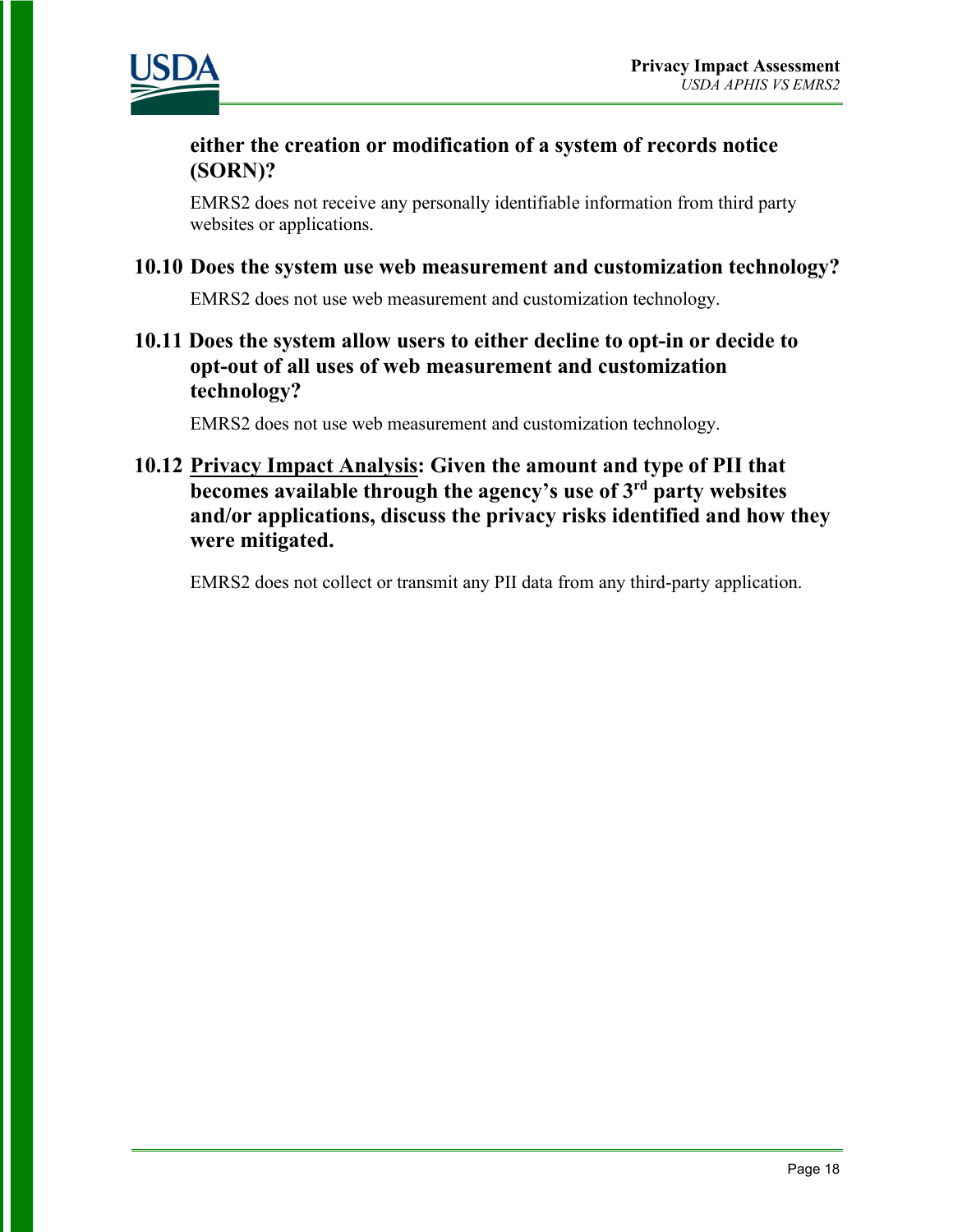**either the creation or modification of a system of records notice (SORN)?**

EMRS2 does not receive any personally identifiable information from third party websites or applications.

### 10.10 Does the system use web measurement and customization technology?

EMRS2 does not use web measurement and customization technology.

### 10.11 Does the system allow users to either decline to opt-in or decide to opt-out of all uses of web measurement and customization technology?

EMRS2 does not use web measurement and customization technology.

### 10.12 Privacy Impact Analysis: Given the amount and type of PII that becomes available through the agency's use of 3rd party websites and/or applications, discuss the privacy risks identified and how they were mitigated.

EMRS2 does not collect or transmit any PII data from any third-party application.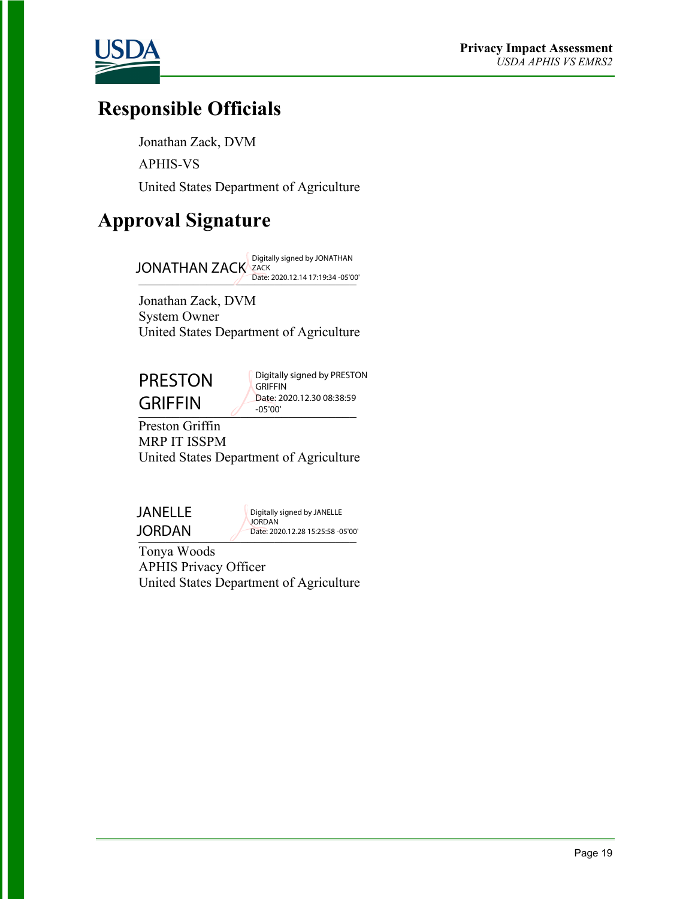# Responsible Officials

Jonathan Zack, DVM

APHIS-VS

United States Department of Agriculture

# Approval Signature

JONATHAN ZACK
Digitally signed by JONATHAN ZACK
Date: 2020.12.14 17:19:34 -05'00'

Jonathan Zack, DVM
System Owner
United States Department of Agriculture

PRESTON GRIFFIN
Digitally signed by PRESTON GRIFFIN
Date: 2020.12.30 08:38:59 -05'00'

Preston Griffin
MRP IT ISSPM
United States Department of Agriculture

JANELLE JORDAN
Digitally signed by JANELLE JORDAN
Date: 2020.12.28 15:25:58 -05'00'

Tonya Woods
APHIS Privacy Officer
United States Department of Agriculture